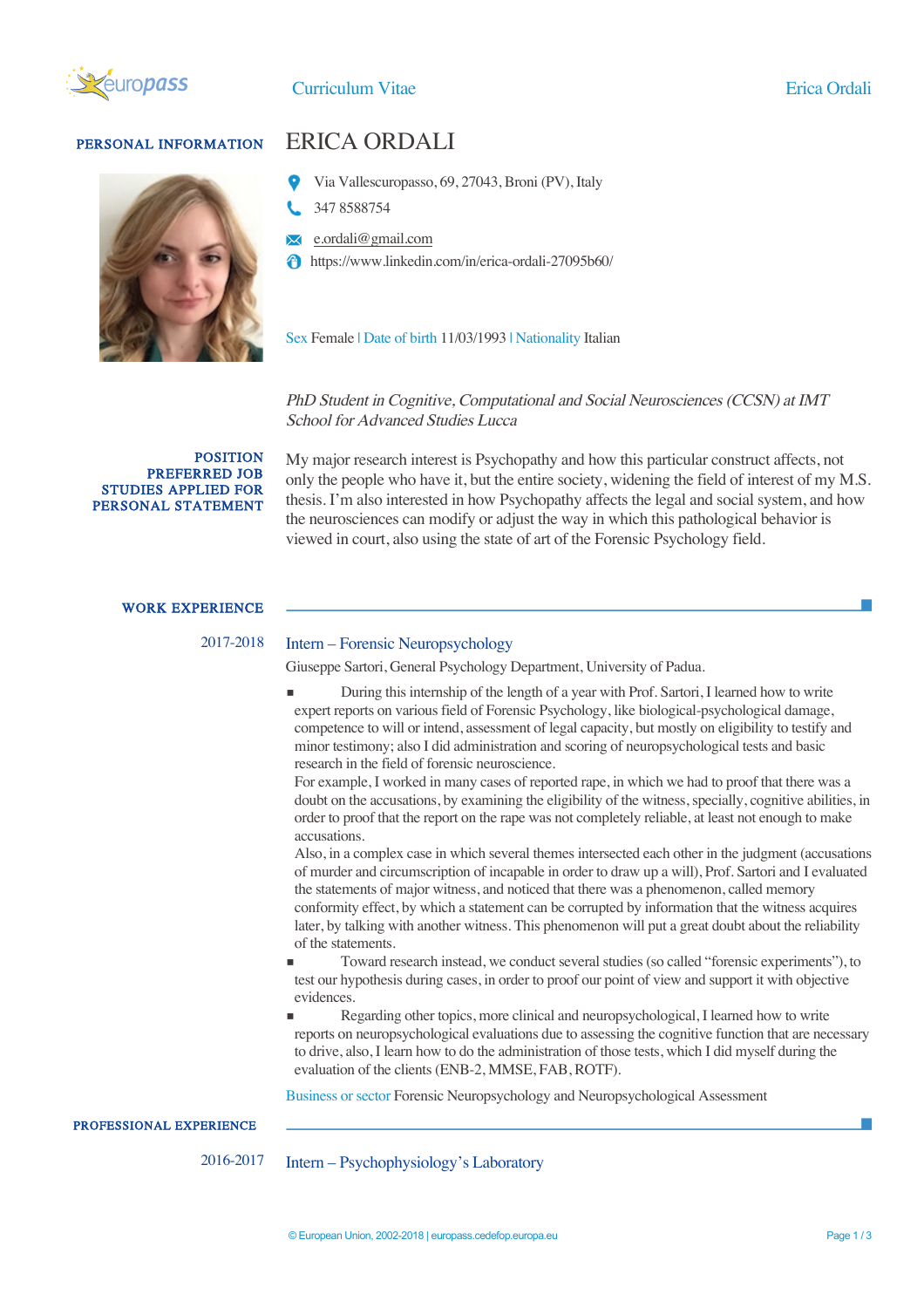# ERICA ORDALI

## PERSONAL INFORMATION

Via Vallescuropasso, 69, 27043, Broni (PV), Italy

347 8588754

e.ordali@gmail.com

https://www.linkedin.com/in/erica-ordali-27095b60/

Sex Female | Date of birth 11/03/1993 | Nationality Italian

## POSITION PREFERRED JOB STUDIES APPLIED FOR PERSONAL STATEMENT

*PhD Student in Cognitive, Computational and Social Neurosciences (CCSN) at IMT School for Advanced Studies Lucca*

My major research interest is Psychopathy and how this particular construct affects, not only the people who have it, but the entire society, widening the field of interest of my M.S. thesis. I'm also interested in how Psychopathy affects the legal and social system, and how the neurosciences can modify or adjust the way in which this pathological behavior is viewed in court, also using the state of art of the Forensic Psychology field.

## WORK EXPERIENCE

**2017-2018**

### Intern – Forensic Neuropsychology

Giuseppe Sartori, General Psychology Department, University of Padua.

- During this internship of the length of a year with Prof. Sartori, I learned how to write expert reports on various field of Forensic Psychology, like biological-psychological damage, competence to will or intend, assessment of legal capacity, but mostly on eligibility to testify and minor testimony; also I did administration and scoring of neuropsychological tests and basic research in the field of forensic neuroscience.
  For example, I worked in many cases of reported rape, in which we had to proof that there was a doubt on the accusations, by examining the eligibility of the witness, specially, cognitive abilities, in order to proof that the report on the rape was not completely reliable, at least not enough to make accusations.
  Also, in a complex case in which several themes intersected each other in the judgment (accusations of murder and circumscription of incapable in order to draw up a will), Prof. Sartori and I evaluated the statements of major witness, and noticed that there was a phenomenon, called memory conformity effect, by which a statement can be corrupted by information that the witness acquires later, by talking with another witness. This phenomenon will put a great doubt about the reliability of the statements.
- Toward research instead, we conduct several studies (so called "forensic experiments"), to test our hypothesis during cases, in order to proof our point of view and support it with objective evidences.
- Regarding other topics, more clinical and neuropsychological, I learned how to write reports on neuropsychological evaluations due to assessing the cognitive function that are necessary to drive, also, I learn how to do the administration of those tests, which I did myself during the evaluation of the clients (ENB-2, MMSE, FAB, ROTF).

Business or sector Forensic Neuropsychology and Neuropsychological Assessment

## PROFESSIONAL EXPERIENCE

**2016-2017**

### Intern – Psychophysiology's Laboratory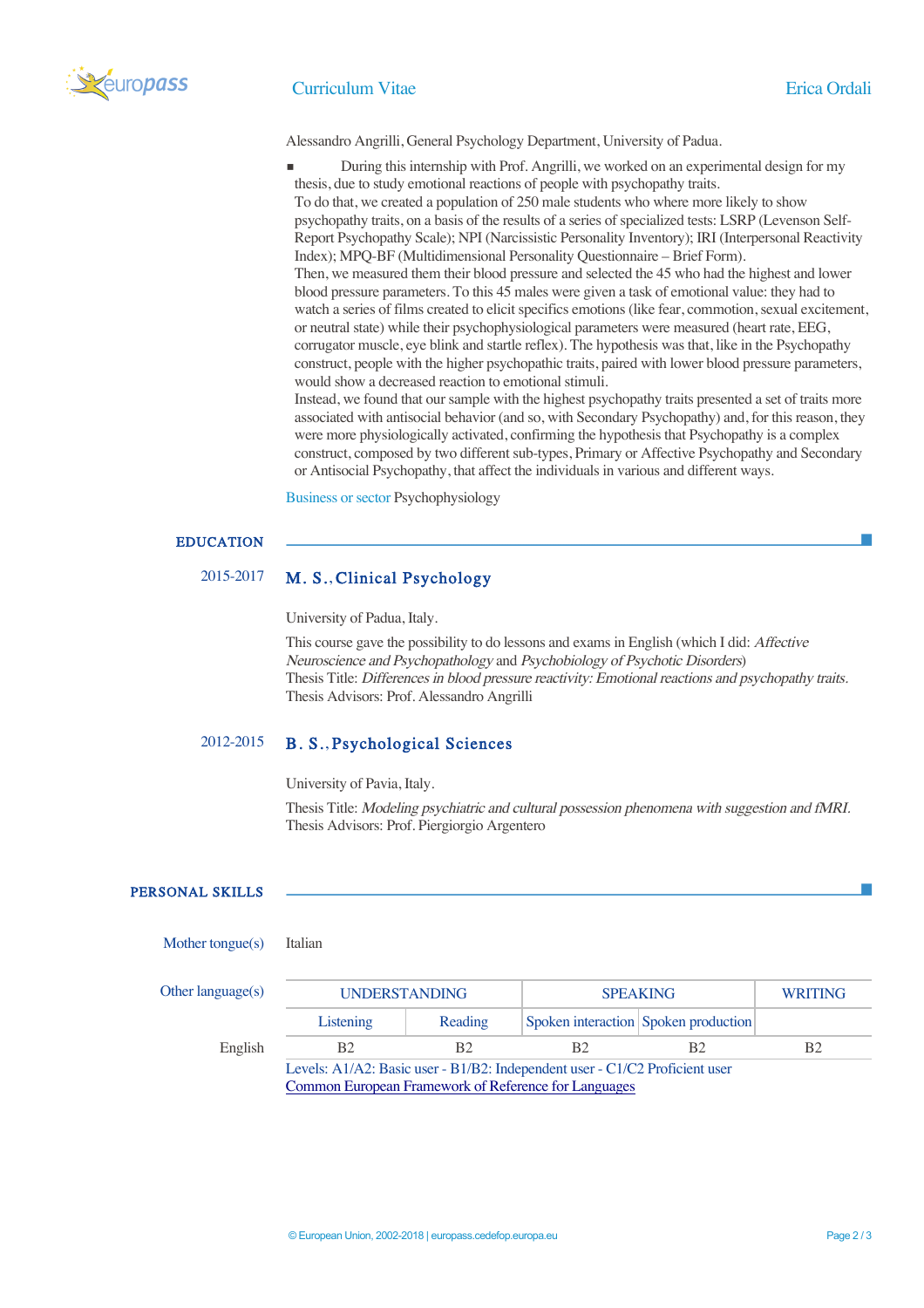Alessandro Angrilli, General Psychology Department, University of Padua.

- During this internship with Prof. Angrilli, we worked on an experimental design for my thesis, due to study emotional reactions of people with psychopathy traits.
  To do that, we created a population of 250 male students who where more likely to show psychopathy traits, on a basis of the results of a series of specialized tests: LSRP (Levenson Self-Report Psychopathy Scale); NPI (Narcissistic Personality Inventory); IRI (Interpersonal Reactivity Index); MPQ-BF (Multidimensional Personality Questionnaire – Brief Form).
  Then, we measured them their blood pressure and selected the 45 who had the highest and lower blood pressure parameters. To this 45 males were given a task of emotional value: they had to watch a series of films created to elicit specifics emotions (like fear, commotion, sexual excitement, or neutral state) while their psychophysiological parameters were measured (heart rate, EEG, corrugator muscle, eye blink and startle reflex). The hypothesis was that, like in the Psychopathy construct, people with the higher psychopathic traits, paired with lower blood pressure parameters, would show a decreased reaction to emotional stimuli.
  Instead, we found that our sample with the highest psychopathy traits presented a set of traits more associated with antisocial behavior (and so, with Secondary Psychopathy) and, for this reason, they were more physiologically activated, confirming the hypothesis that Psychopathy is a complex construct, composed by two different sub-types, Primary or Affective Psychopathy and Secondary or Antisocial Psychopathy, that affect the individuals in various and different ways.

Business or sector Psychophysiology

## EDUCATION

**2015-2017** — **M. S., Clinical Psychology**

University of Padua, Italy.

This course gave the possibility to do lessons and exams in English (which I did: *Affective Neuroscience and Psychopathology* and *Psychobiology of Psychotic Disorders*)
Thesis Title: *Differences in blood pressure reactivity: Emotional reactions and psychopathy traits.*
Thesis Advisors: Prof. Alessandro Angrilli

**2012-2015** — **B. S., Psychological Sciences**

University of Pavia, Italy.

Thesis Title: *Modeling psychiatric and cultural possession phenomena with suggestion and fMRI.*
Thesis Advisors: Prof. Piergiorgio Argentero

## PERSONAL SKILLS

Mother tongue(s): Italian

Other language(s):

| | UNDERSTANDING | | SPEAKING | | WRITING |
|---|---|---|---|---|---|
| | Listening | Reading | Spoken interaction | Spoken production | |
| English | B2 | B2 | B2 | B2 | B2 |

Levels: A1/A2: Basic user - B1/B2: Independent user - C1/C2 Proficient user
Common European Framework of Reference for Languages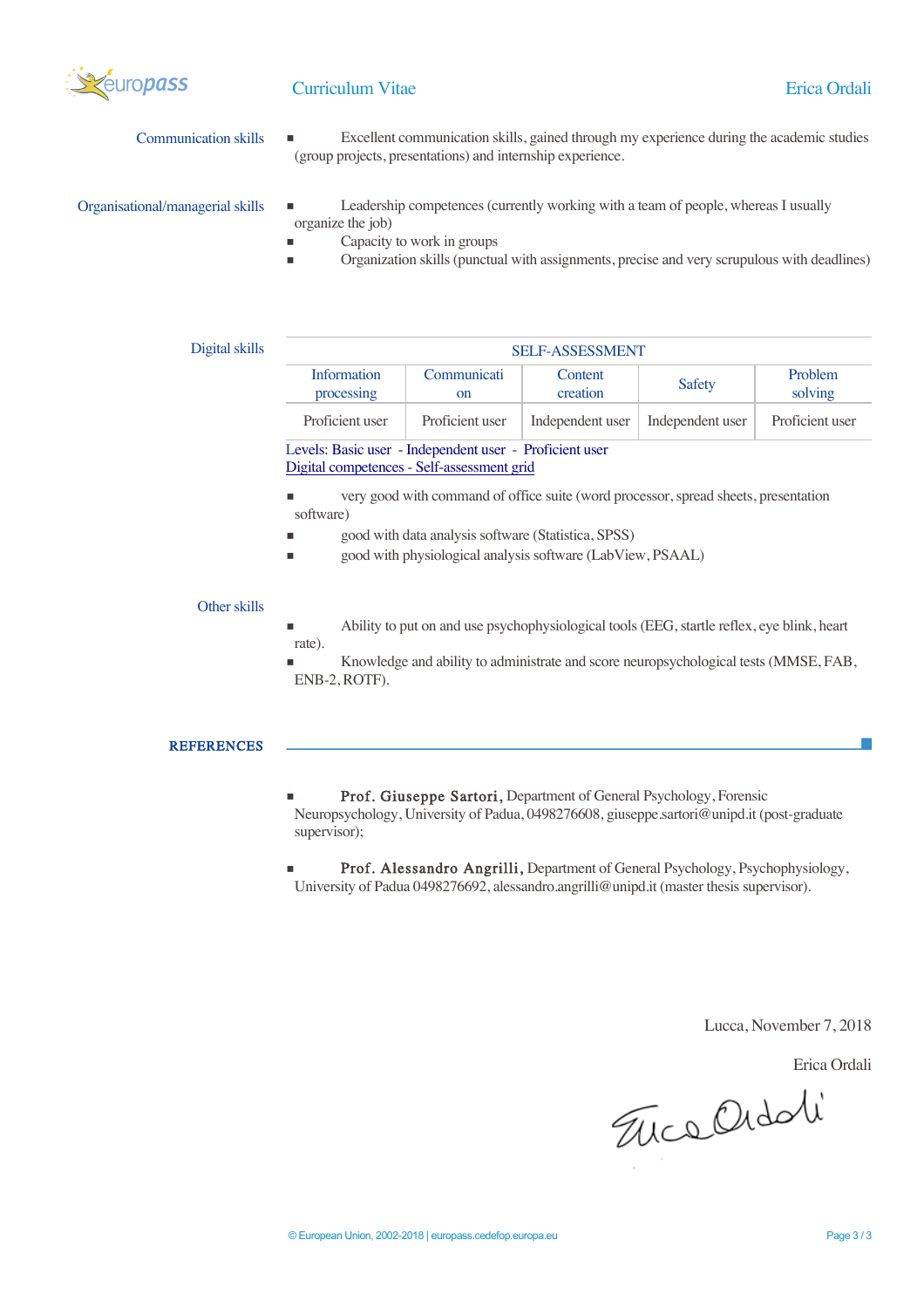**Communication skills**

- Excellent communication skills, gained through my experience during the academic studies (group projects, presentations) and internship experience.

**Organisational/managerial skills**

- Leadership competences (currently working with a team of people, whereas I usually organize the job)
- Capacity to work in groups
- Organization skills (punctual with assignments, precise and very scrupulous with deadlines)

**Digital skills**

| SELF-ASSESSMENT | | | | |
|---|---|---|---|---|
| Information processing | Communication | Content creation | Safety | Problem solving |
| Proficient user | Proficient user | Independent user | Independent user | Proficient user |

Levels: Basic user - Independent user - Proficient user
Digital competences - Self-assessment grid

- very good with command of office suite (word processor, spread sheets, presentation software)
- good with data analysis software (Statistica, SPSS)
- good with physiological analysis software (LabView, PSAAL)

**Other skills**

- Ability to put on and use psychophysiological tools (EEG, startle reflex, eye blink, heart rate).
- Knowledge and ability to administrate and score neuropsychological tests (MMSE, FAB, ENB-2, ROTF).

## REFERENCES

- **Prof. Giuseppe Sartori,** Department of General Psychology, Forensic Neuropsychology, University of Padua, 0498276608, giuseppe.sartori@unipd.it (post-graduate supervisor);

- **Prof. Alessandro Angrilli,** Department of General Psychology, Psychophysiology, University of Padua 0498276692, alessandro.angrilli@unipd.it (master thesis supervisor).

Lucca, November 7, 2018

Erica Ordali